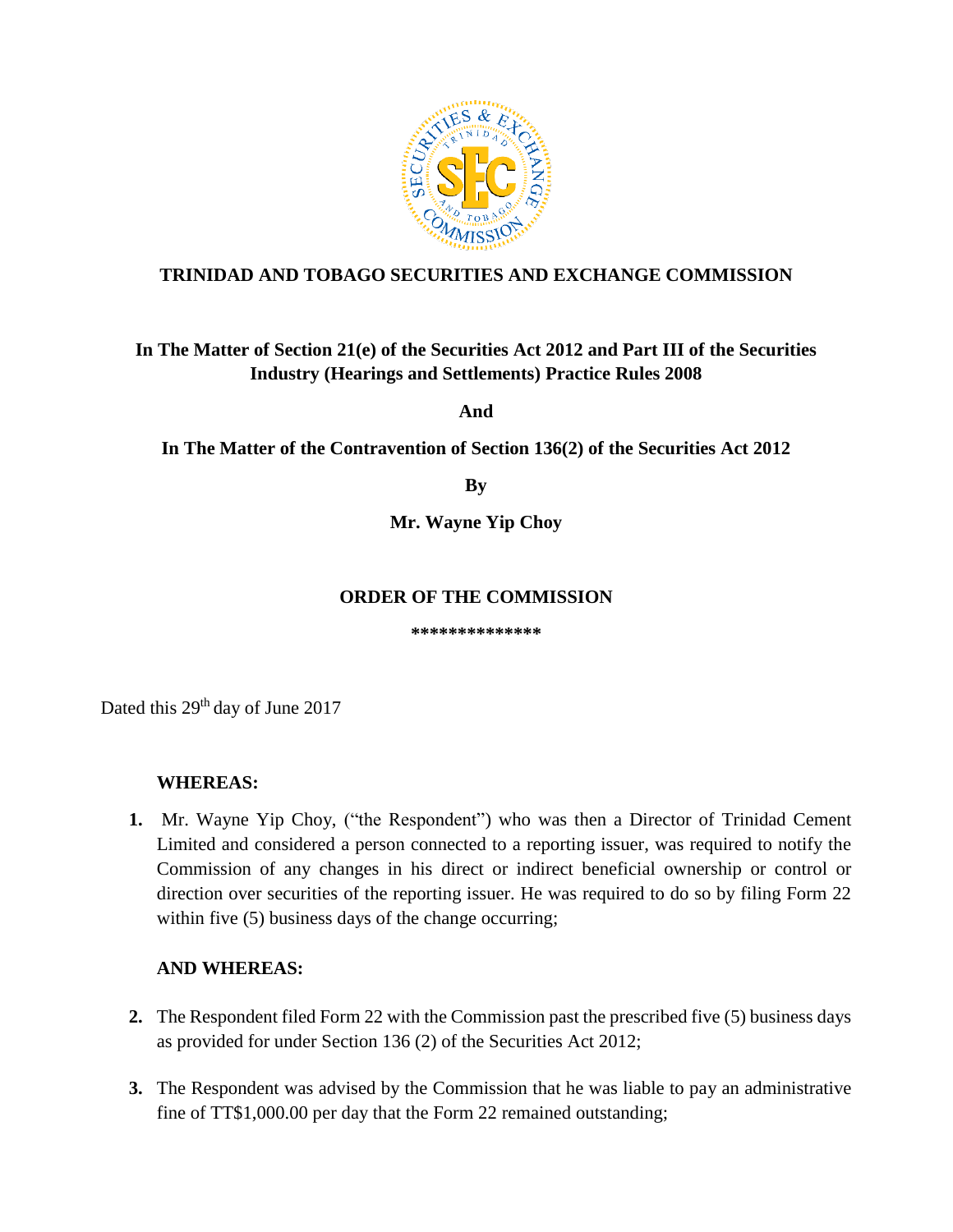**TRINIDAD AND TOBAGO SECURITIES AND EXCHANGE COMMISSION**

**In The Matter of Section 21(e) of the Securities Act 2012 and Part III of the Securities Industry (Hearings and Settlements) Practice Rules 2008**

**And**

**In The Matter of the Contravention of Section 136(2) of the Securities Act 2012**

**By**

**Mr. Wayne Yip Choy**

## ORDER OF THE COMMISSION

**\*\*\*\*\*\*\*\*\*\*\*\*\*\***

Dated this 29th day of June 2017

**WHEREAS:**

1. Mr. Wayne Yip Choy, ("the Respondent") who was then a Director of Trinidad Cement Limited and considered a person connected to a reporting issuer, was required to notify the Commission of any changes in his direct or indirect beneficial ownership or control or direction over securities of the reporting issuer. He was required to do so by filing Form 22 within five (5) business days of the change occurring;

**AND WHEREAS:**

2. The Respondent filed Form 22 with the Commission past the prescribed five (5) business days as provided for under Section 136 (2) of the Securities Act 2012;

3. The Respondent was advised by the Commission that he was liable to pay an administrative fine of TT$1,000.00 per day that the Form 22 remained outstanding;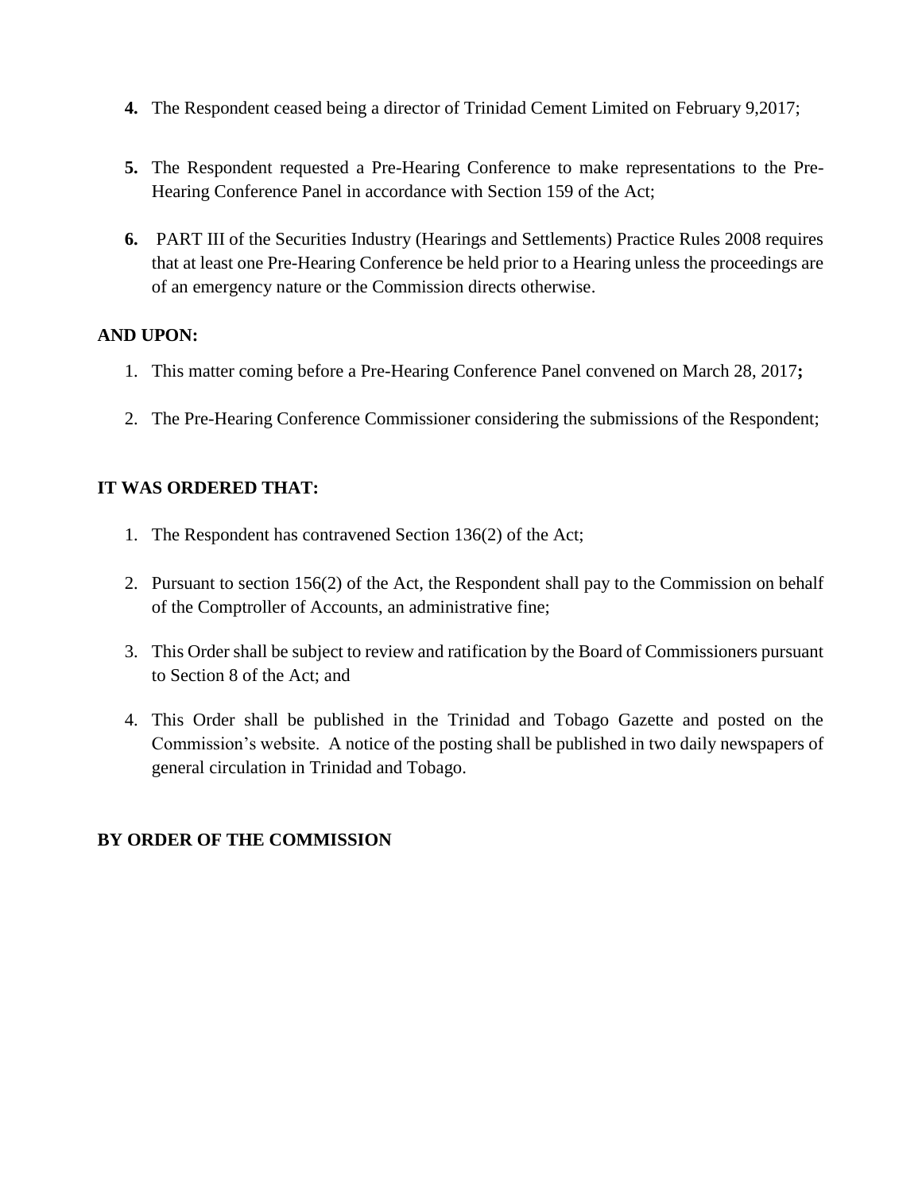4. The Respondent ceased being a director of Trinidad Cement Limited on February 9,2017;

5. The Respondent requested a Pre-Hearing Conference to make representations to the Pre-Hearing Conference Panel in accordance with Section 159 of the Act;

6. PART III of the Securities Industry (Hearings and Settlements) Practice Rules 2008 requires that at least one Pre-Hearing Conference be held prior to a Hearing unless the proceedings are of an emergency nature or the Commission directs otherwise.

**AND UPON:**

1. This matter coming before a Pre-Hearing Conference Panel convened on March 28, 2017**;**
2. The Pre-Hearing Conference Commissioner considering the submissions of the Respondent;

**IT WAS ORDERED THAT:**

1. The Respondent has contravened Section 136(2) of the Act;
2. Pursuant to section 156(2) of the Act, the Respondent shall pay to the Commission on behalf of the Comptroller of Accounts, an administrative fine;
3. This Order shall be subject to review and ratification by the Board of Commissioners pursuant to Section 8 of the Act; and
4. This Order shall be published in the Trinidad and Tobago Gazette and posted on the Commission's website. A notice of the posting shall be published in two daily newspapers of general circulation in Trinidad and Tobago.

**BY ORDER OF THE COMMISSION**